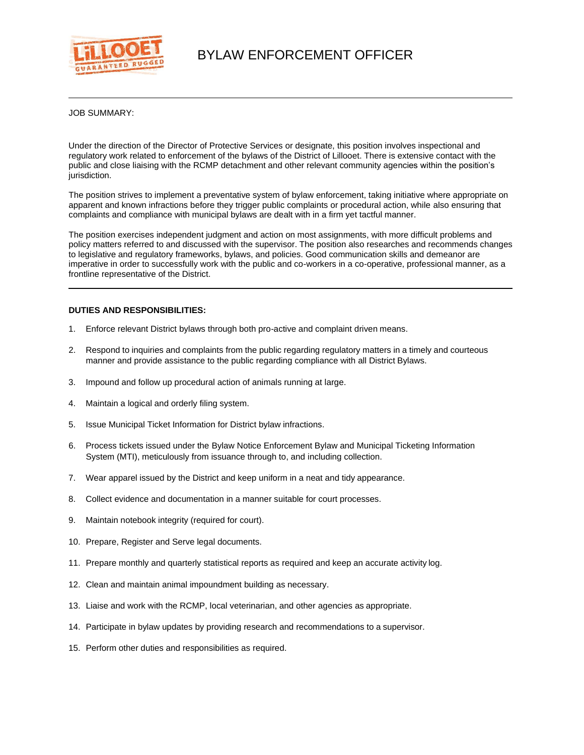# BYLAW ENFORCEMENT OFFICER

JOB SUMMARY:

Under the direction of the Director of Protective Services or designate, this position involves inspectional and regulatory work related to enforcement of the bylaws of the District of Lillooet. There is extensive contact with the public and close liaising with the RCMP detachment and other relevant community agencies within the position's jurisdiction.

The position strives to implement a preventative system of bylaw enforcement, taking initiative where appropriate on apparent and known infractions before they trigger public complaints or procedural action, while also ensuring that complaints and compliance with municipal bylaws are dealt with in a firm yet tactful manner.

The position exercises independent judgment and action on most assignments, with more difficult problems and policy matters referred to and discussed with the supervisor. The position also researches and recommends changes to legislative and regulatory frameworks, bylaws, and policies. Good communication skills and demeanor are imperative in order to successfully work with the public and co-workers in a co-operative, professional manner, as a frontline representative of the District.

---

**DUTIES AND RESPONSIBILITIES:**

1. Enforce relevant District bylaws through both pro-active and complaint driven means.
2. Respond to inquiries and complaints from the public regarding regulatory matters in a timely and courteous manner and provide assistance to the public regarding compliance with all District Bylaws.
3. Impound and follow up procedural action of animals running at large.
4. Maintain a logical and orderly filing system.
5. Issue Municipal Ticket Information for District bylaw infractions.
6. Process tickets issued under the Bylaw Notice Enforcement Bylaw and Municipal Ticketing Information System (MTI), meticulously from issuance through to, and including collection.
7. Wear apparel issued by the District and keep uniform in a neat and tidy appearance.
8. Collect evidence and documentation in a manner suitable for court processes.
9. Maintain notebook integrity (required for court).
10. Prepare, Register and Serve legal documents.
11. Prepare monthly and quarterly statistical reports as required and keep an accurate activity log.
12. Clean and maintain animal impoundment building as necessary.
13. Liaise and work with the RCMP, local veterinarian, and other agencies as appropriate.
14. Participate in bylaw updates by providing research and recommendations to a supervisor.
15. Perform other duties and responsibilities as required.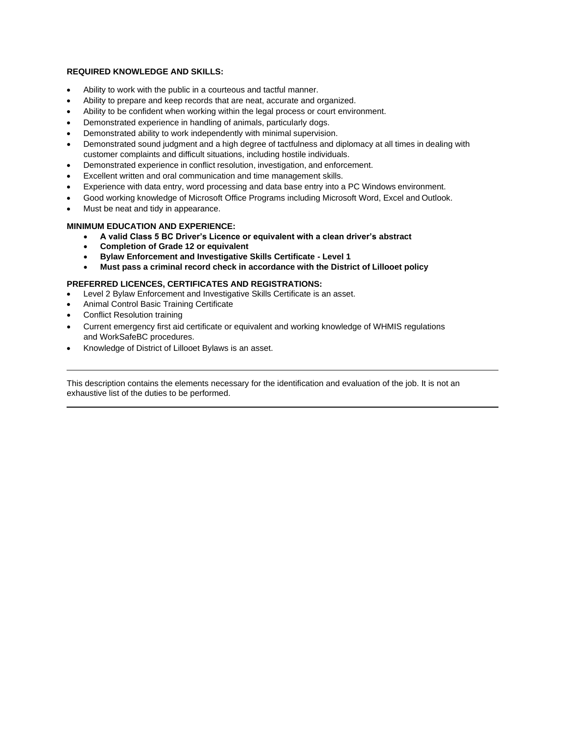**REQUIRED KNOWLEDGE AND SKILLS:**

- Ability to work with the public in a courteous and tactful manner.
- Ability to prepare and keep records that are neat, accurate and organized.
- Ability to be confident when working within the legal process or court environment.
- Demonstrated experience in handling of animals, particularly dogs.
- Demonstrated ability to work independently with minimal supervision.
- Demonstrated sound judgment and a high degree of tactfulness and diplomacy at all times in dealing with customer complaints and difficult situations, including hostile individuals.
- Demonstrated experience in conflict resolution, investigation, and enforcement.
- Excellent written and oral communication and time management skills.
- Experience with data entry, word processing and data base entry into a PC Windows environment.
- Good working knowledge of Microsoft Office Programs including Microsoft Word, Excel and Outlook.
- Must be neat and tidy in appearance.

**MINIMUM EDUCATION AND EXPERIENCE:**

- **A valid Class 5 BC Driver's Licence or equivalent with a clean driver's abstract**
- **Completion of Grade 12 or equivalent**
- **Bylaw Enforcement and Investigative Skills Certificate - Level 1**
- **Must pass a criminal record check in accordance with the District of Lillooet policy**

**PREFERRED LICENCES, CERTIFICATES AND REGISTRATIONS:**

- Level 2 Bylaw Enforcement and Investigative Skills Certificate is an asset.
- Animal Control Basic Training Certificate
- Conflict Resolution training
- Current emergency first aid certificate or equivalent and working knowledge of WHMIS regulations and WorkSafeBC procedures.
- Knowledge of District of Lillooet Bylaws is an asset.

---

This description contains the elements necessary for the identification and evaluation of the job. It is not an exhaustive list of the duties to be performed.

---